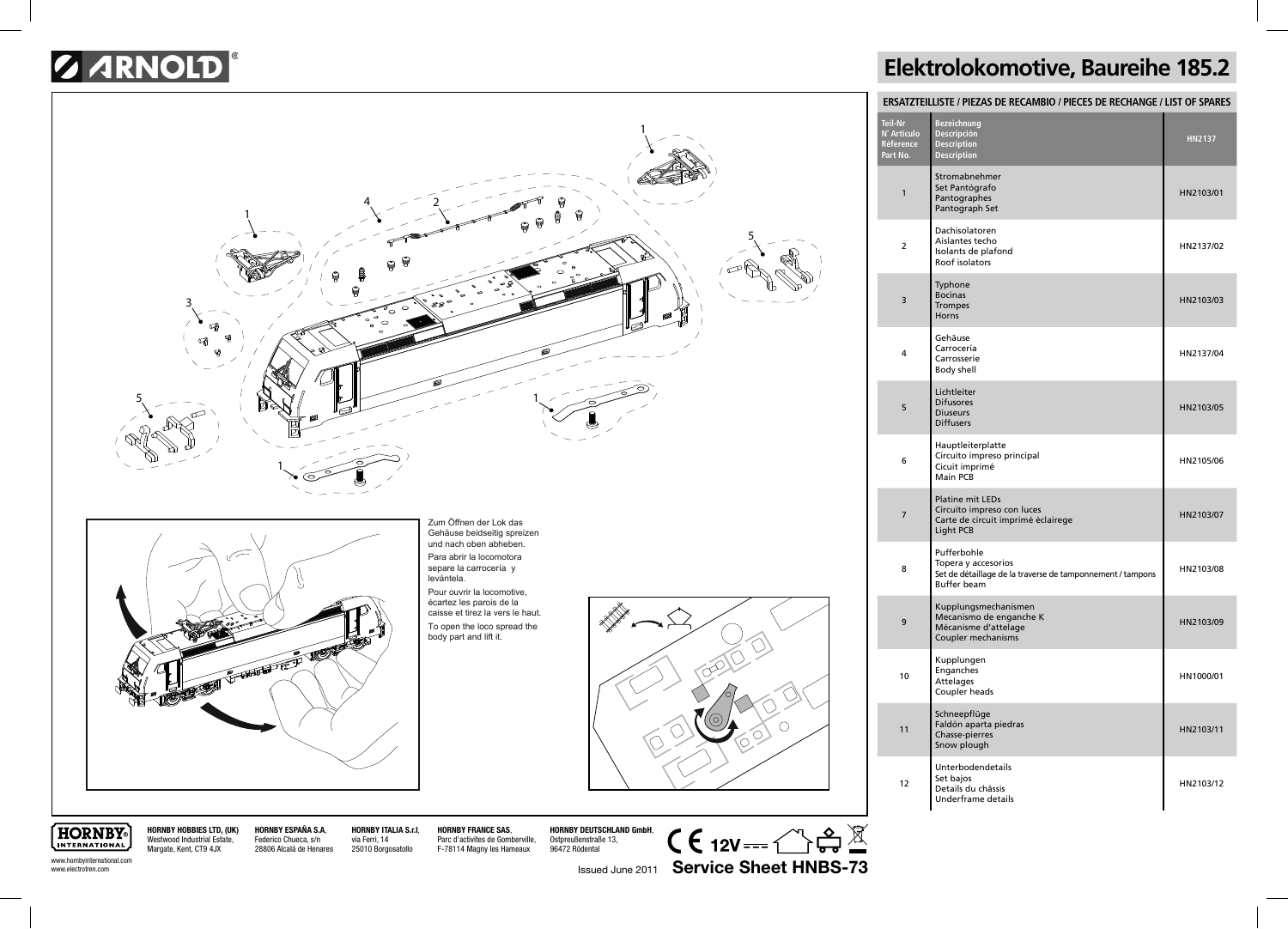# ARNOLD®

# Elektrolokomotive, Baureihe 185.2

## ERSATZTEILLISTE / PIEZAS DE RECAMBIO / PIECES DE RECHANGE / LIST OF SPARES

| Teil-Nr<br>N˚ Artículo<br>Référence<br>Part No. | Bezeichnung<br>Descripción<br>Description<br>Description | HN2137 |
|---|---|---|
| 1 | Stromabnehmer<br>Set Pantógrafo<br>Pantographes<br>Pantograph Set | HN2103/01 |
| 2 | Dachisolatoren<br>Aislantes techo<br>Isolants de plafond<br>Roof isolators | HN2137/02 |
| 3 | Typhone<br>Bocinas<br>Trompes<br>Horns | HN2103/03 |
| 4 | Gehäuse<br>Carrocería<br>Carrosserie<br>Body shell | HN2137/04 |
| 5 | Lichtleiter<br>Difusores<br>Diuseurs<br>Diffusers | HN2103/05 |
| 6 | Hauptleiterplatte<br>Circuito impreso principal<br>Cicuit imprimé<br>Main PCB | HN2105/06 |
| 7 | Platine mit LEDs<br>Circuito impreso con luces<br>Carte de circuit imprimé èclairege<br>Light PCB | HN2103/07 |
| 8 | Pufferbohle<br>Topera y accesorios<br>Set de détaillage de la traverse de tamponnement / tampons<br>Buffer beam | HN2103/08 |
| 9 | Kupplungsmechanismen<br>Mecanismo de enganche K<br>Mécanisme d'attelage<br>Coupler mechanisms | HN2103/09 |
| 10 | Kupplungen<br>Enganches<br>Attelages<br>Coupler heads | HN1000/01 |
| 11 | Schneepflüge<br>Faldón aparta piedras<br>Chasse-pierres<br>Snow plough | HN2103/11 |
| 12 | Unterbodendetails<br>Set bajos<br>Details du châssis<br>Underframe details | HN2103/12 |

Zum Öffnen der Lok das Gehäuse beidseitig spreizen und nach oben abheben.

Para abrir la locomotora separe la carrocería y levántela.

Pour ouvrir la locomotive, écartez les parois de la caisse et tirez la vers le haut.

To open the loco spread the body part and lift it.

**HORNBY HOBBIES LTD, (UK)**
Westwood Industrial Estate,
Margate, Kent, CT9 4JX

**HORNBY ESPAÑA S.A.**
Federico Chueca, s/n
28806 Alcalá de Henares

**HORNBY ITALIA S.r.l.**
via Ferri, 14
25010 Borgosatollo

**HORNBY FRANCE SAS**
Parc d'activites de Gomberville,
F-78114 Magny les Hameaux

**HORNBY DEUTSCHLAND GmbH**
Ostpreußenstraße 13,
96472 Rödental

www.hornbyinternational.com
www.electrotren.com

12V

Issued June 2011 **Service Sheet HNBS-73**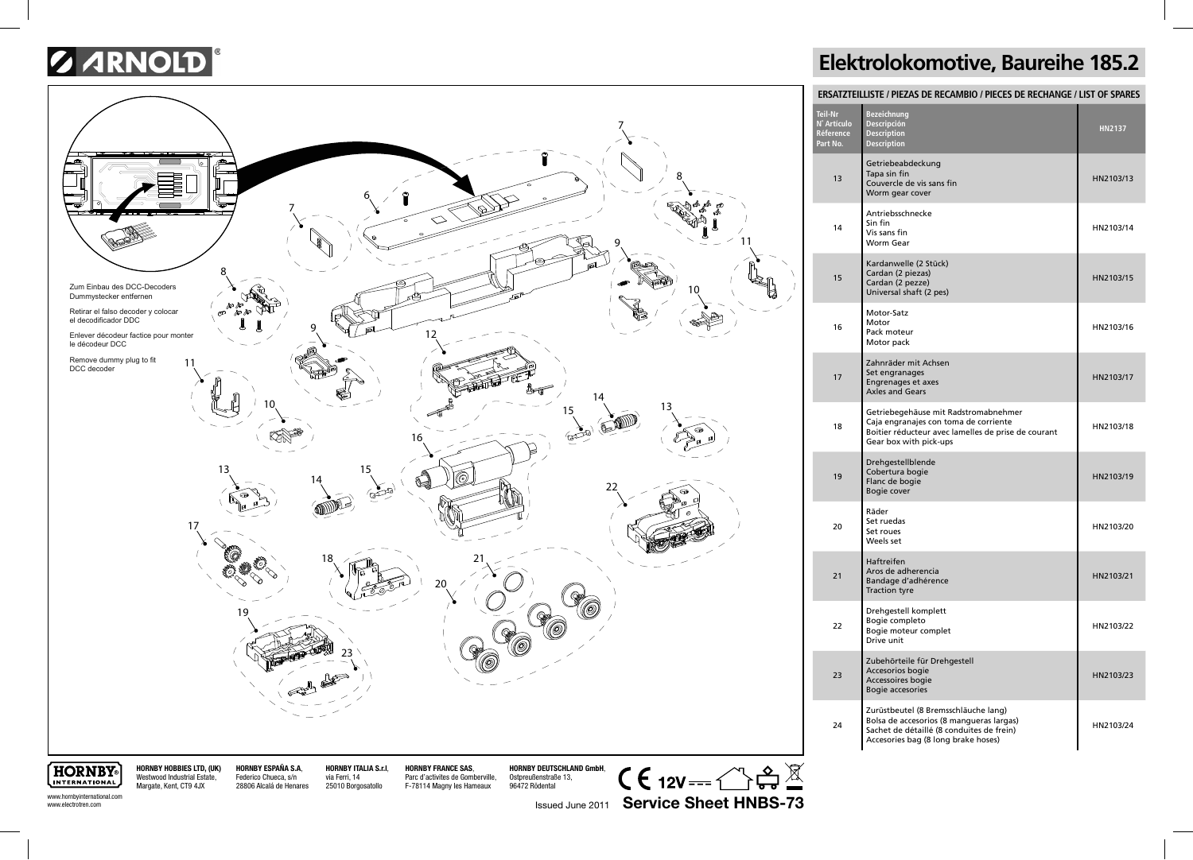# Elektrolokomotive, Baureihe 185.2

Zum Einbau des DCC-Decoders Dummystecker entfernen

Retirar el falso decoder y colocar el decodificador DDC

Enlever décodeur factice pour monter le décodeur DCC

Remove dummy plug to fit DCC decoder

## ERSATZTEILLISTE / PIEZAS DE RECAMBIO / PIECES DE RECHANGE / LIST OF SPARES

| Teil-Nr N˚ Artículo Référence Part No. | Bezeichnung Descripción Description Description | HN2137 |
|---|---|---|
| 13 | Getriebeabdeckung<br>Tapa sin fin<br>Couvercle de vis sans fin<br>Worm gear cover | HN2103/13 |
| 14 | Antriebsschnecke<br>Sin fin<br>Vis sans fin<br>Worm Gear | HN2103/14 |
| 15 | Kardanwelle (2 Stück)<br>Cardan (2 piezas)<br>Cardan (2 pezze)<br>Universal shaft (2 pes) | HN2103/15 |
| 16 | Motor-Satz<br>Motor<br>Pack moteur<br>Motor pack | HN2103/16 |
| 17 | Zahnräder mit Achsen<br>Set engranages<br>Engrenages et axes<br>Axles and Gears | HN2103/17 |
| 18 | Getriebegehäuse mit Radstromabnehmer<br>Caja engranajes con toma de corriente<br>Boitier réducteur avec lamelles de prise de courant<br>Gear box with pick-ups | HN2103/18 |
| 19 | Drehgestellblende<br>Cobertura bogie<br>Flanc de bogie<br>Bogie cover | HN2103/19 |
| 20 | Räder<br>Set ruedas<br>Set roues<br>Weels set | HN2103/20 |
| 21 | Haftreifen<br>Aros de adherencia<br>Bandage d'adhérence<br>Traction tyre | HN2103/21 |
| 22 | Drehgestell komplett<br>Bogie completo<br>Bogie moteur complet<br>Drive unit | HN2103/22 |
| 23 | Zubehörteile für Drehgestell<br>Accesorios bogie<br>Accessoires bogie<br>Bogie accesories | HN2103/23 |
| 24 | Zurüstbeutel (8 Bremsschläuche lang)<br>Bolsa de accesorios (8 mangueras largas)<br>Sachet de détaillé (8 conduites de frein)<br>Accesories bag (8 long brake hoses) | HN2103/24 |

**HORNBY HOBBIES LTD, (UK)** Westwood Industrial Estate, Margate, Kent, CT9 4JX

**HORNBY ESPAÑA S.A**, Federico Chueca, s/n 28806 Alcalá de Henares

**HORNBY ITALIA S.r.l**, via Ferri, 14 25010 Borgosatollo

**HORNBY FRANCE SAS**, Parc d'activites de Gomberville, F-78114 Magny les Hameaux

**HORNBY DEUTSCHLAND GmbH**, Ostpreußenstraße 13, 96472 Rödental

www.hornbyinternational.com
www.electrotren.com

12V

Issued June 2011 **Service Sheet HNBS-73**